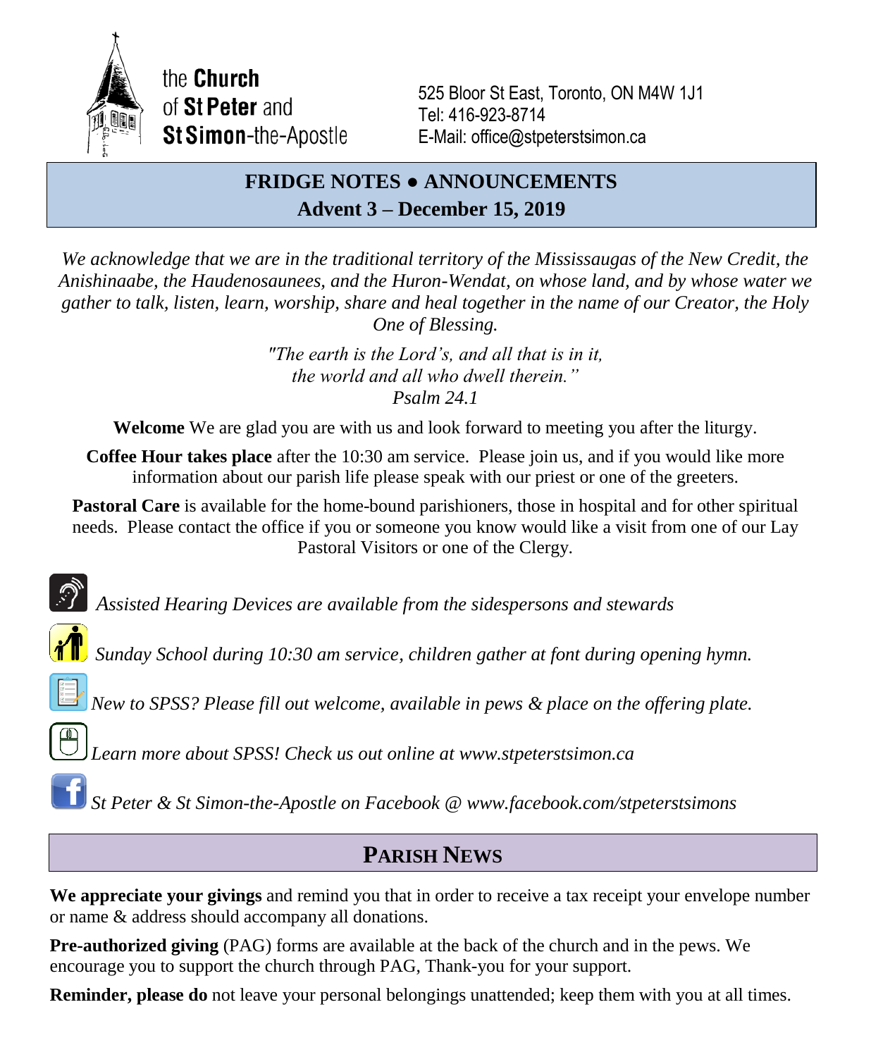the **Church** of **St Peter** and **St Simon**-the-Apostle

525 Bloor St East, Toronto, ON M4W 1J1
Tel: 416-923-8714
E-Mail: office@stpeterstsimon.ca

# FRIDGE NOTES ● ANNOUNCEMENTS
## Advent 3 – December 15, 2019

*We acknowledge that we are in the traditional territory of the Mississaugas of the New Credit, the Anishinaabe, the Haudenosaunees, and the Huron-Wendat, on whose land, and by whose water we gather to talk, listen, learn, worship, share and heal together in the name of our Creator, the Holy One of Blessing.*

*"The earth is the Lord's, and all that is in it,*
*the world and all who dwell therein."*
*Psalm 24.1*

**Welcome** We are glad you are with us and look forward to meeting you after the liturgy.

**Coffee Hour takes place** after the 10:30 am service. Please join us, and if you would like more information about our parish life please speak with our priest or one of the greeters.

**Pastoral Care** is available for the home-bound parishioners, those in hospital and for other spiritual needs. Please contact the office if you or someone you know would like a visit from one of our Lay Pastoral Visitors or one of the Clergy.

*Assisted Hearing Devices are available from the sidespersons and stewards*

*Sunday School during 10:30 am service, children gather at font during opening hymn.*

*New to SPSS? Please fill out welcome, available in pews & place on the offering plate.*

*Learn more about SPSS! Check us out online at www.stpeterstsimon.ca*

*St Peter & St Simon-the-Apostle on Facebook @ www.facebook.com/stpeterstsimons*

## PARISH NEWS

**We appreciate your givings** and remind you that in order to receive a tax receipt your envelope number or name & address should accompany all donations.

**Pre-authorized giving** (PAG) forms are available at the back of the church and in the pews. We encourage you to support the church through PAG, Thank-you for your support.

**Reminder, please do** not leave your personal belongings unattended; keep them with you at all times.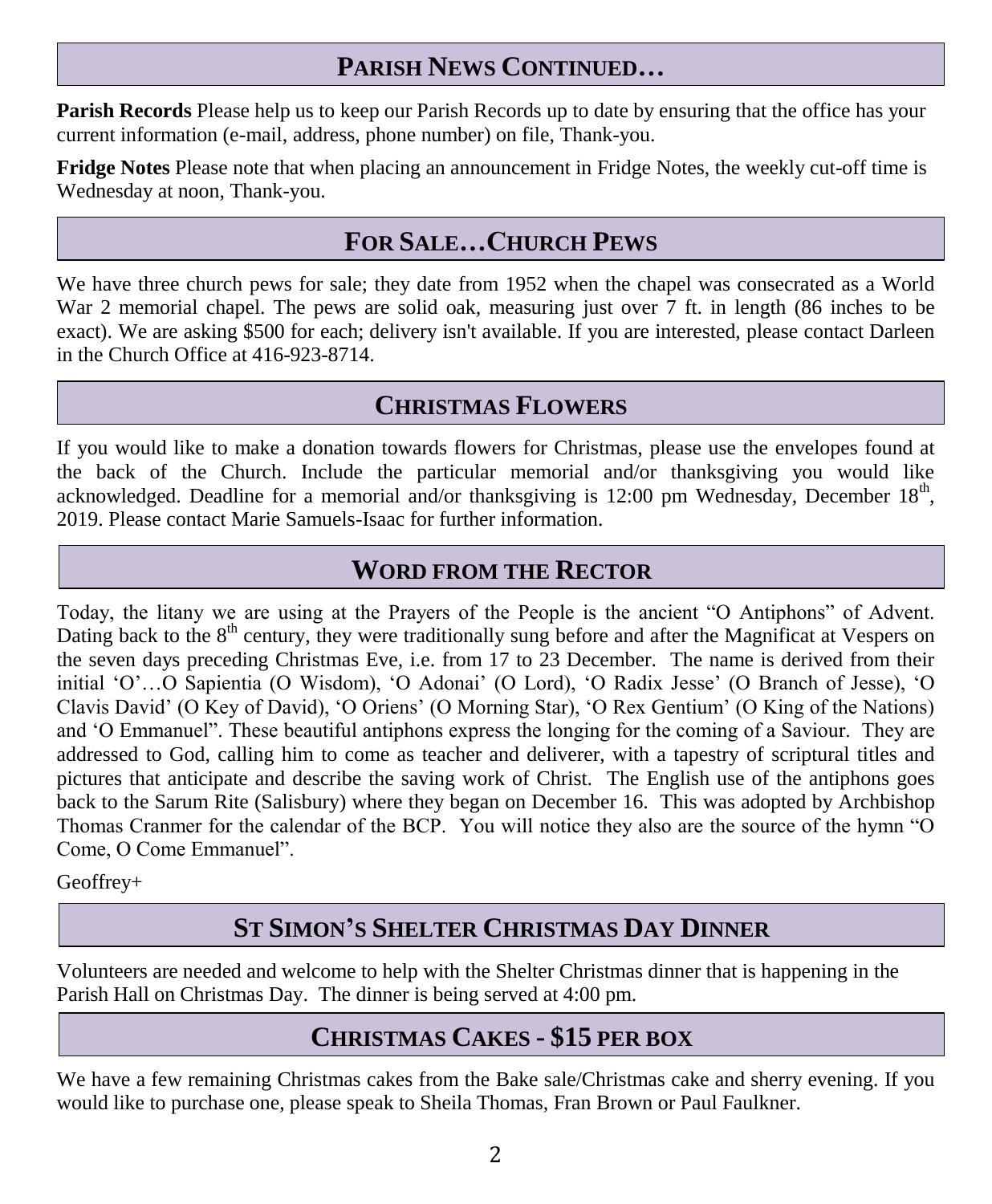## Parish News Continued…

**Parish Records** Please help us to keep our Parish Records up to date by ensuring that the office has your current information (e-mail, address, phone number) on file, Thank-you.

**Fridge Notes** Please note that when placing an announcement in Fridge Notes, the weekly cut-off time is Wednesday at noon, Thank-you.

## For Sale…Church Pews

We have three church pews for sale; they date from 1952 when the chapel was consecrated as a World War 2 memorial chapel. The pews are solid oak, measuring just over 7 ft. in length (86 inches to be exact). We are asking $500 for each; delivery isn't available. If you are interested, please contact Darleen in the Church Office at 416-923-8714.

## Christmas Flowers

If you would like to make a donation towards flowers for Christmas, please use the envelopes found at the back of the Church. Include the particular memorial and/or thanksgiving you would like acknowledged. Deadline for a memorial and/or thanksgiving is 12:00 pm Wednesday, December 18th, 2019. Please contact Marie Samuels-Isaac for further information.

## Word from the Rector

Today, the litany we are using at the Prayers of the People is the ancient "O Antiphons" of Advent. Dating back to the 8th century, they were traditionally sung before and after the Magnificat at Vespers on the seven days preceding Christmas Eve, i.e. from 17 to 23 December. The name is derived from their initial 'O'…O Sapientia (O Wisdom), 'O Adonai' (O Lord), 'O Radix Jesse' (O Branch of Jesse), 'O Clavis David' (O Key of David), 'O Oriens' (O Morning Star), 'O Rex Gentium' (O King of the Nations) and 'O Emmanuel". These beautiful antiphons express the longing for the coming of a Saviour. They are addressed to God, calling him to come as teacher and deliverer, with a tapestry of scriptural titles and pictures that anticipate and describe the saving work of Christ. The English use of the antiphons goes back to the Sarum Rite (Salisbury) where they began on December 16. This was adopted by Archbishop Thomas Cranmer for the calendar of the BCP. You will notice they also are the source of the hymn "O Come, O Come Emmanuel".

Geoffrey+

## St Simon's Shelter Christmas Day Dinner

Volunteers are needed and welcome to help with the Shelter Christmas dinner that is happening in the Parish Hall on Christmas Day. The dinner is being served at 4:00 pm.

## Christmas Cakes - $15 per box

We have a few remaining Christmas cakes from the Bake sale/Christmas cake and sherry evening. If you would like to purchase one, please speak to Sheila Thomas, Fran Brown or Paul Faulkner.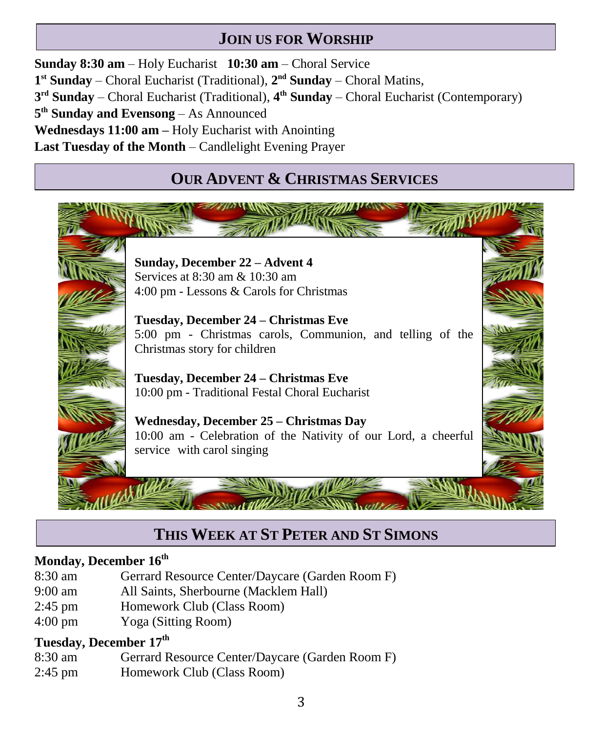## JOIN US FOR WORSHIP

**Sunday 8:30 am** – Holy Eucharist **10:30 am** – Choral Service
**1st Sunday** – Choral Eucharist (Traditional), **2nd Sunday** – Choral Matins,
**3rd Sunday** – Choral Eucharist (Traditional), **4th Sunday** – Choral Eucharist (Contemporary)
**5th Sunday and Evensong** – As Announced
**Wednesdays 11:00 am –** Holy Eucharist with Anointing
**Last Tuesday of the Month** – Candlelight Evening Prayer

## OUR ADVENT & CHRISTMAS SERVICES

**Sunday, December 22 – Advent 4**
Services at 8:30 am & 10:30 am
4:00 pm - Lessons & Carols for Christmas

**Tuesday, December 24 – Christmas Eve**
5:00 pm - Christmas carols, Communion, and telling of the Christmas story for children

**Tuesday, December 24 – Christmas Eve**
10:00 pm - Traditional Festal Choral Eucharist

**Wednesday, December 25 – Christmas Day**
10:00 am - Celebration of the Nativity of our Lord, a cheerful service with carol singing

## THIS WEEK AT ST PETER AND ST SIMONS

### Monday, December 16th

| | |
|---|---|
| 8:30 am | Gerrard Resource Center/Daycare (Garden Room F) |
| 9:00 am | All Saints, Sherbourne (Macklem Hall) |
| 2:45 pm | Homework Club (Class Room) |
| 4:00 pm | Yoga (Sitting Room) |

### Tuesday, December 17th

| | |
|---|---|
| 8:30 am | Gerrard Resource Center/Daycare (Garden Room F) |
| 2:45 pm | Homework Club (Class Room) |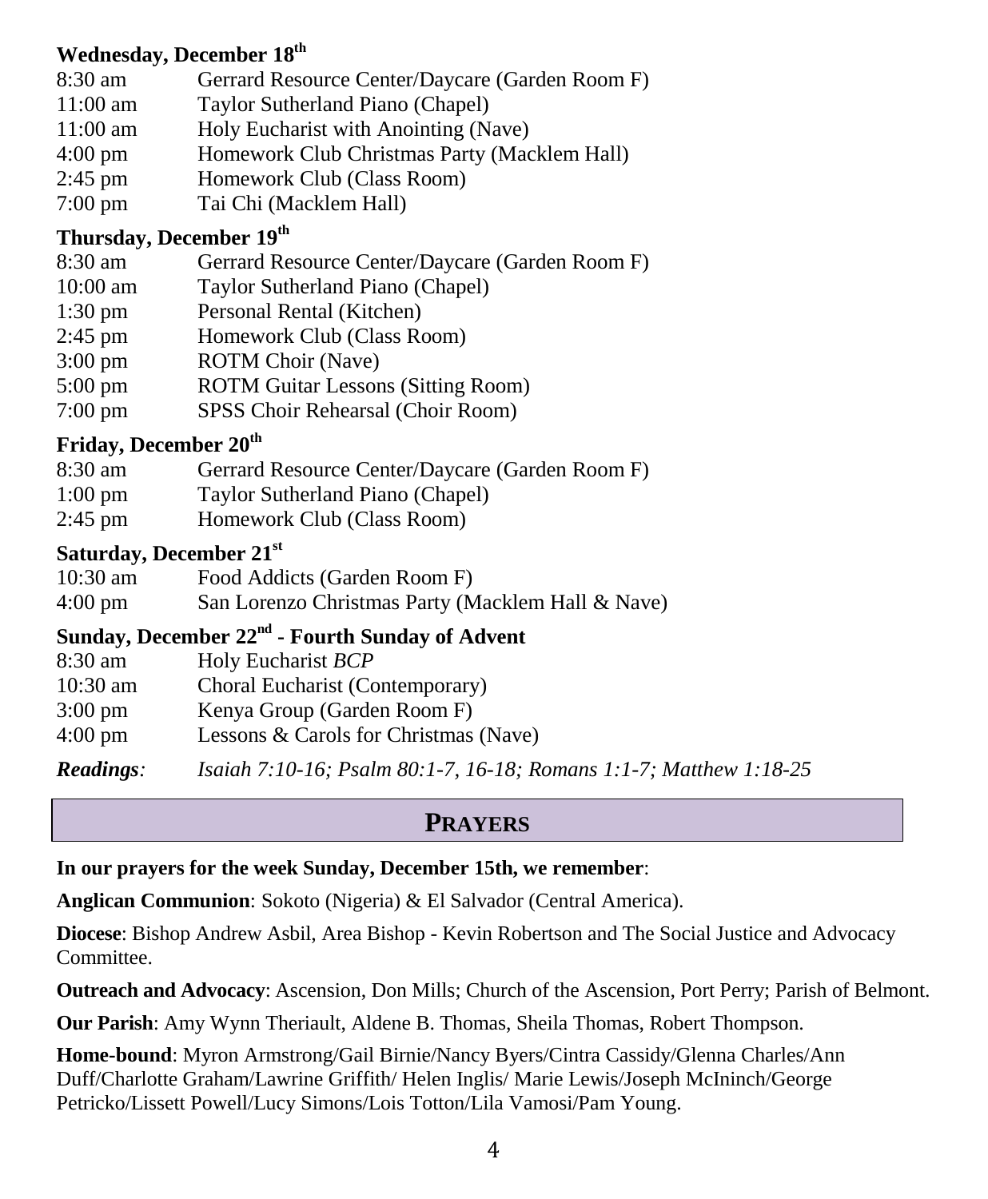**Wednesday, December 18th**

| | |
|---|---|
| 8:30 am | Gerrard Resource Center/Daycare (Garden Room F) |
| 11:00 am | Taylor Sutherland Piano (Chapel) |
| 11:00 am | Holy Eucharist with Anointing (Nave) |
| 4:00 pm | Homework Club Christmas Party (Macklem Hall) |
| 2:45 pm | Homework Club (Class Room) |
| 7:00 pm | Tai Chi (Macklem Hall) |

**Thursday, December 19th**

| | |
|---|---|
| 8:30 am | Gerrard Resource Center/Daycare (Garden Room F) |
| 10:00 am | Taylor Sutherland Piano (Chapel) |
| 1:30 pm | Personal Rental (Kitchen) |
| 2:45 pm | Homework Club (Class Room) |
| 3:00 pm | ROTM Choir (Nave) |
| 5:00 pm | ROTM Guitar Lessons (Sitting Room) |
| 7:00 pm | SPSS Choir Rehearsal (Choir Room) |

**Friday, December 20th**

| | |
|---|---|
| 8:30 am | Gerrard Resource Center/Daycare (Garden Room F) |
| 1:00 pm | Taylor Sutherland Piano (Chapel) |
| 2:45 pm | Homework Club (Class Room) |

**Saturday, December 21st**

| | |
|---|---|
| 10:30 am | Food Addicts (Garden Room F) |
| 4:00 pm | San Lorenzo Christmas Party (Macklem Hall & Nave) |

**Sunday, December 22nd - Fourth Sunday of Advent**

| | |
|---|---|
| 8:30 am | Holy Eucharist *BCP* |
| 10:30 am | Choral Eucharist (Contemporary) |
| 3:00 pm | Kenya Group (Garden Room F) |
| 4:00 pm | Lessons & Carols for Christmas (Nave) |

***Readings**:* *Isaiah 7:10-16; Psalm 80:1-7, 16-18; Romans 1:1-7; Matthew 1:18-25*

## PRAYERS

**In our prayers for the week Sunday, December 15th, we remember**:

**Anglican Communion**: Sokoto (Nigeria) & El Salvador (Central America).

**Diocese**: Bishop Andrew Asbil, Area Bishop - Kevin Robertson and The Social Justice and Advocacy Committee.

**Outreach and Advocacy**: Ascension, Don Mills; Church of the Ascension, Port Perry; Parish of Belmont.

**Our Parish**: Amy Wynn Theriault, Aldene B. Thomas, Sheila Thomas, Robert Thompson.

**Home-bound**: Myron Armstrong/Gail Birnie/Nancy Byers/Cintra Cassidy/Glenna Charles/Ann Duff/Charlotte Graham/Lawrine Griffith/ Helen Inglis/ Marie Lewis/Joseph McIninch/George Petricko/Lissett Powell/Lucy Simons/Lois Totton/Lila Vamosi/Pam Young.